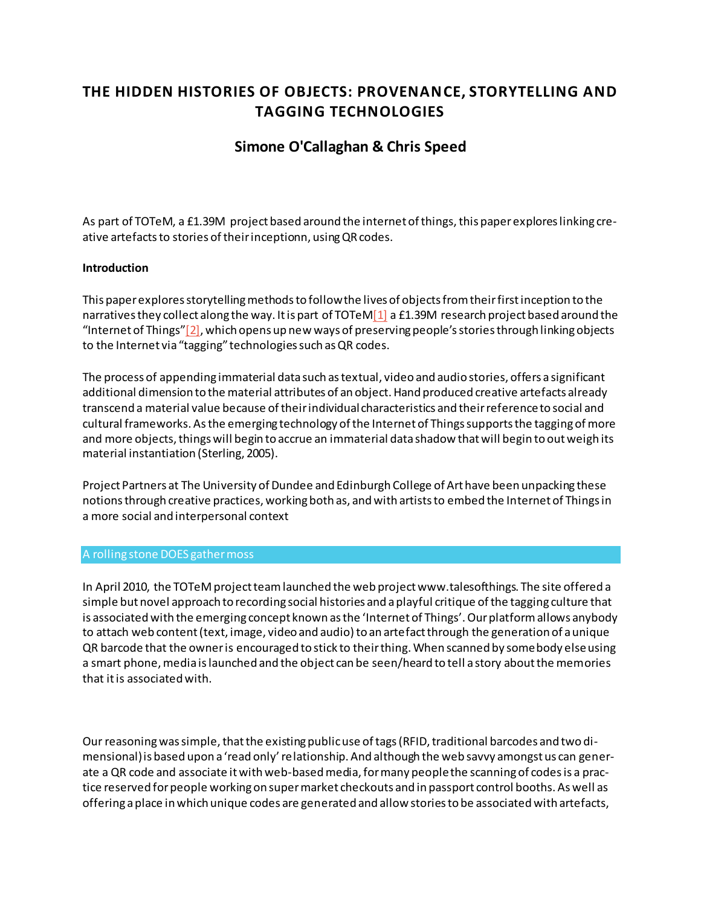# THE HIDDEN HISTORIES OF OBJECTS: PROVENANCE, STORYTELLING AND TAGGING TECHNOLOGIES

## Simone O'Callaghan & Chris Speed

As part of TOTeM, a £1.39M project based around the internet of things, this paper explores linking creative artefacts to stories of their inceptionn, using QR codes.

**Introduction**

This paper explores storytelling methods to follow the lives of objects from their first inception to the narratives they collect along the way. It is part of TOTeM[1] a £1.39M research project based around the "Internet of Things"[2], which opens up new ways of preserving people's stories through linking objects to the Internet via "tagging" technologies such as QR codes.

The process of appending immaterial data such as textual, video and audio stories, offers a significant additional dimension to the material attributes of an object. Hand produced creative artefacts already transcend a material value because of their individual characteristics and their reference to social and cultural frameworks. As the emerging technology of the Internet of Things supports the tagging of more and more objects, things will begin to accrue an immaterial data shadow that will begin to out weigh its material instantiation (Sterling, 2005).

Project Partners at The University of Dundee and Edinburgh College of Art have been unpacking these notions through creative practices, working both as, and with artists to embed the Internet of Things in a more social and interpersonal context

## A rolling stone DOES gather moss

In April 2010, the TOTeM project team launched the web project www.talesofthings. The site offered a simple but novel approach to recording social histories and a playful critique of the tagging culture that is associated with the emerging concept known as the 'Internet of Things'. Our platform allows anybody to attach web content (text, image, video and audio) to an artefact through the generation of a unique QR barcode that the owner is encouraged to stick to their thing. When scanned by somebody else using a smart phone, media is launched and the object can be seen/heard to tell a story about the memories that it is associated with.

Our reasoning was simple, that the existing public use of tags (RFID, traditional barcodes and two dimensional) is based upon a 'read only' relationship. And although the web savvy amongst us can generate a QR code and associate it with web-based media, for many people the scanning of codes is a practice reserved for people working on super market checkouts and in passport control booths. As well as offering a place in which unique codes are generated and allow stories to be associated with artefacts,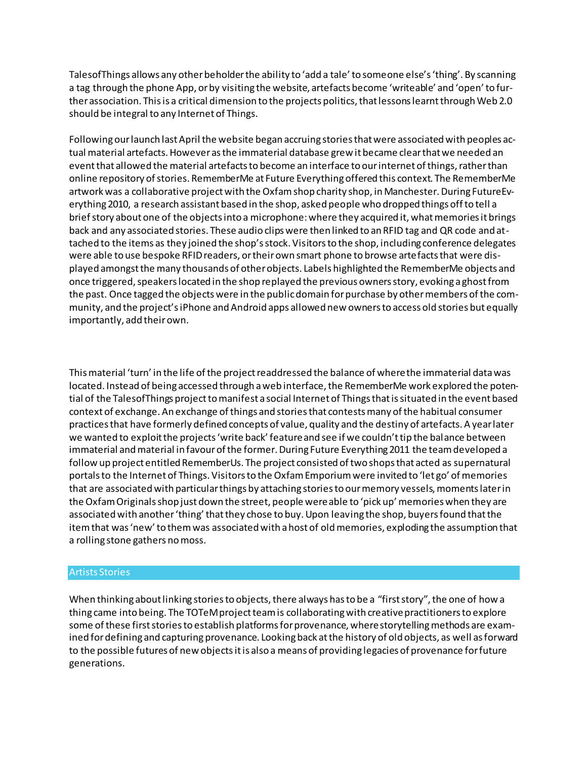TalesofThings allows any other beholder the ability to 'add a tale' to someone else's 'thing'. By scanning a tag through the phone App, or by visiting the website, artefacts become 'writeable' and 'open' to further association. This is a critical dimension to the projects politics, that lessons learnt through Web 2.0 should be integral to any Internet of Things.

Following our launch last April the website began accruing stories that were associated with peoples actual material artefacts. However as the immaterial database grew it became clear that we needed an event that allowed the material artefacts to become an interface to our internet of things, rather than online repository of stories. RememberMe at Future Everything offered this context. The RememberMe artwork was a collaborative project with the Oxfam shop charity shop, in Manchester. During FutureEverything 2010, a research assistant based in the shop, asked people who dropped things off to tell a brief story about one of the objects into a microphone: where they acquired it, what memories it brings back and any associated stories. These audio clips were then linked to an RFID tag and QR code and attached to the items as they joined the shop's stock. Visitors to the shop, including conference delegates were able to use bespoke RFID readers, or their own smart phone to browse artefacts that were displayed amongst the many thousands of other objects. Labels highlighted the RememberMe objects and once triggered, speakers located in the shop replayed the previous owners story, evoking a ghost from the past. Once tagged the objects were in the public domain for purchase by other members of the community, and the project's iPhone and Android apps allowed new owners to access old stories but equally importantly, add their own.

This material 'turn' in the life of the project readdressed the balance of where the immaterial data was located. Instead of being accessed through a web interface, the RememberMe work explored the potential of the TalesofThings project to manifest a social Internet of Things that is situated in the event based context of exchange. An exchange of things and stories that contests many of the habitual consumer practices that have formerly defined concepts of value, quality and the destiny of artefacts. A year later we wanted to exploit the projects 'write back' feature and see if we couldn't tip the balance between immaterial and material in favour of the former. During Future Everything 2011 the team developed a follow up project entitled RememberUs. The project consisted of two shops that acted as supernatural portals to the Internet of Things. Visitors to the Oxfam Emporium were invited to 'let go' of memories that are associated with particular things by attaching stories to our memory vessels, moments later in the Oxfam Originals shop just down the street, people were able to 'pick up' memories when they are associated with another 'thing' that they chose to buy. Upon leaving the shop, buyers found that the item that was 'new' to them was associated with a host of old memories, exploding the assumption that a rolling stone gathers no moss.

## Artists Stories

When thinking about linking stories to objects, there always has to be a "first story", the one of how a thing came into being. The TOTeM project team is collaborating with creative practitioners to explore some of these first stories to establish platforms for provenance, where storytelling methods are examined for defining and capturing provenance. Looking back at the history of old objects, as well as forward to the possible futures of new objects it is also a means of providing legacies of provenance for future generations.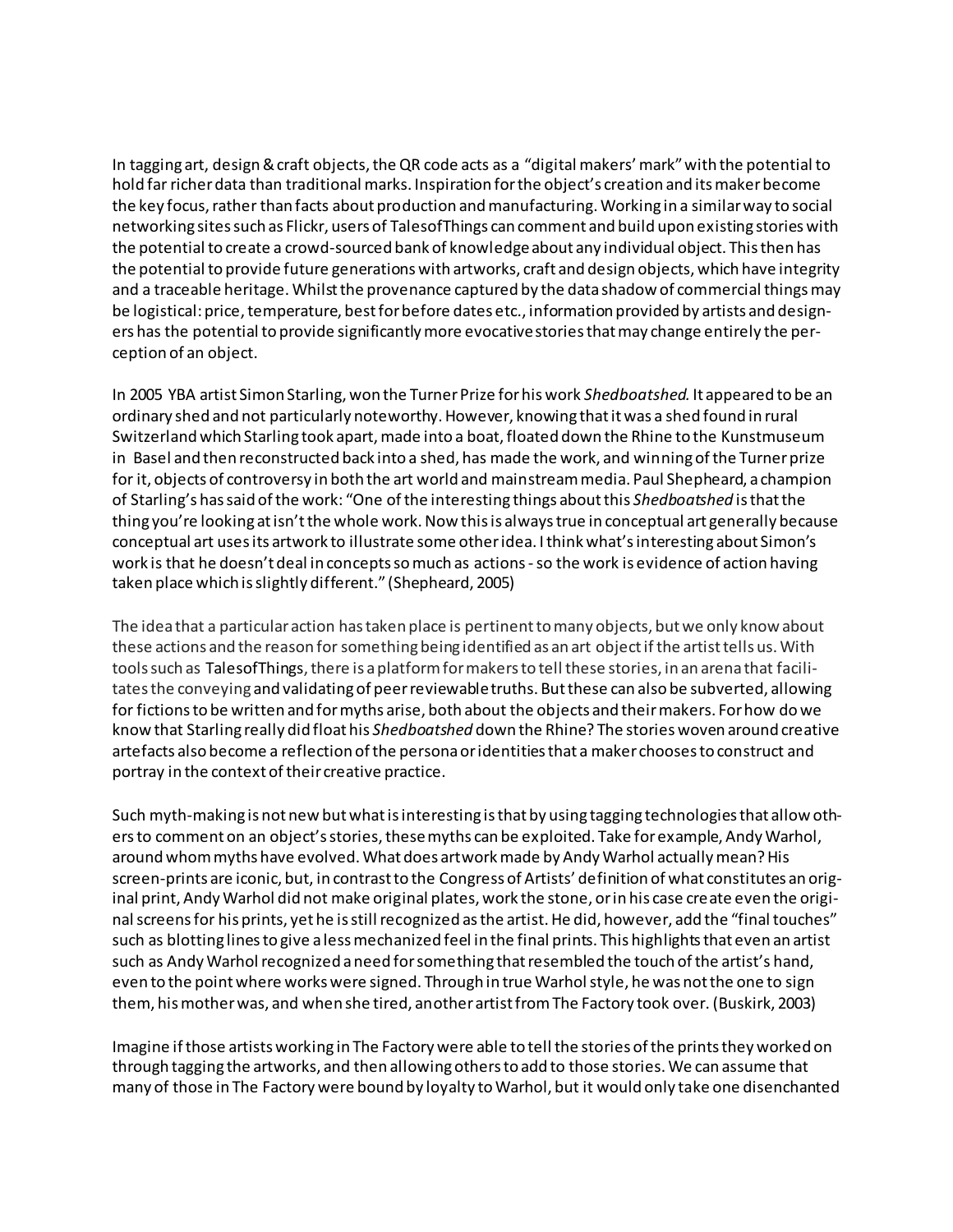In tagging art, design & craft objects, the QR code acts as a "digital makers' mark" with the potential to hold far richer data than traditional marks. Inspiration for the object's creation and its maker become the key focus, rather than facts about production and manufacturing. Working in a similar way to social networking sites such as Flickr, users of TalesofThings can comment and build upon existing stories with the potential to create a crowd-sourced bank of knowledge about any individual object. This then has the potential to provide future generations with artworks, craft and design objects, which have integrity and a traceable heritage. Whilst the provenance captured by the data shadow of commercial things may be logistical: price, temperature, best for before dates etc., information provided by artists and designers has the potential to provide significantly more evocative stories that may change entirely the perception of an object.

In 2005 YBA artist Simon Starling, won the Turner Prize for his work *Shedboatshed.* It appeared to be an ordinary shed and not particularly noteworthy. However, knowing that it was a shed found in rural Switzerland which Starling took apart, made into a boat, floated down the Rhine to the Kunstmuseum in Basel and then reconstructed back into a shed, has made the work, and winning of the Turner prize for it, objects of controversy in both the art world and mainstream media. Paul Shepheard, a champion of Starling's has said of the work: "One of the interesting things about this *Shedboatshed* is that the thing you're looking at isn't the whole work. Now this is always true in conceptual art generally because conceptual art uses its artwork to illustrate some other idea. I think what's interesting about Simon's work is that he doesn't deal in concepts so much as actions - so the work is evidence of action having taken place which is slightly different." (Shepheard, 2005)

The idea that a particular action has taken place is pertinent to many objects, but we only know about these actions and the reason for something being identified as an art object if the artist tells us. With tools such as TalesofThings, there is a platform for makers to tell these stories, in an arena that facilitates the conveying and validating of peer reviewable truths. But these can also be subverted, allowing for fictions to be written and for myths arise, both about the objects and their makers. For how do we know that Starling really did float his *Shedboatshed* down the Rhine? The stories woven around creative artefacts also become a reflection of the persona or identities that a maker chooses to construct and portray in the context of their creative practice.

Such myth-making is not new but what is interesting is that by using tagging technologies that allow others to comment on an object's stories, these myths can be exploited. Take for example, Andy Warhol, around whom myths have evolved. What does artwork made by Andy Warhol actually mean? His screen-prints are iconic, but, in contrast to the Congress of Artists' definition of what constitutes an original print, Andy Warhol did not make original plates, work the stone, or in his case create even the original screens for his prints, yet he is still recognized as the artist. He did, however, add the "final touches" such as blotting lines to give a less mechanized feel in the final prints. This highlights that even an artist such as Andy Warhol recognized a need for something that resembled the touch of the artist's hand, even to the point where works were signed. Through in true Warhol style, he was not the one to sign them, his mother was, and when she tired, another artist from The Factory took over. (Buskirk, 2003)

Imagine if those artists working in The Factory were able to tell the stories of the prints they worked on through tagging the artworks, and then allowing others to add to those stories. We can assume that many of those in The Factory were bound by loyalty to Warhol, but it would only take one disenchanted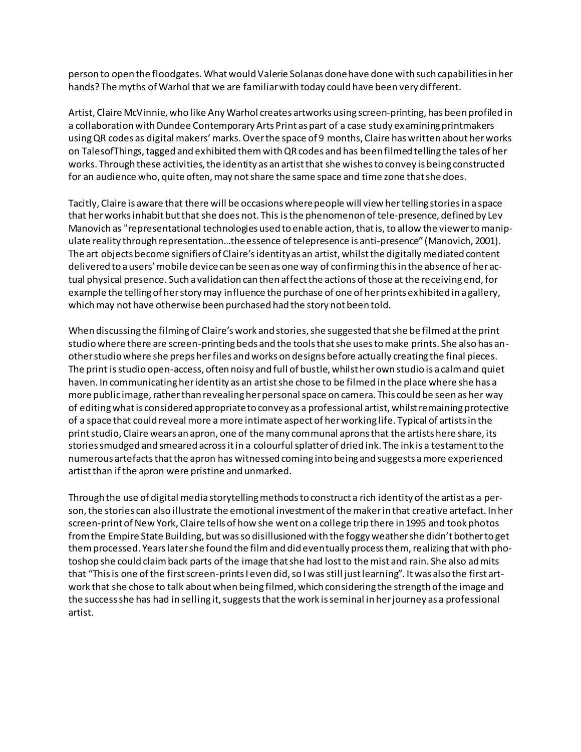person to open the floodgates. What would Valerie Solanas done have done with such capabilities in her hands? The myths of Warhol that we are familiar with today could have been very different.

Artist, Claire McVinnie, who like Any Warhol creates artworks using screen-printing, has been profiled in a collaboration with Dundee Contemporary Arts Print as part of a case study examining printmakers using QR codes as digital makers' marks. Over the space of 9 months, Claire has written about her works on TalesofThings, tagged and exhibited them with QR codes and has been filmed telling the tales of her works. Through these activities, the identity as an artist that she wishes to convey is being constructed for an audience who, quite often, may not share the same space and time zone that she does.

Tacitly, Claire is aware that there will be occasions where people will view her telling stories in a space that her works inhabit but that she does not. This is the phenomenon of tele-presence, defined by Lev Manovich as "representational technologies used to enable action, that is, to allow the viewer to manipulate reality through representation…the essence of telepresence is anti-presence" (Manovich, 2001). The art objects become signifiers of Claire's identity as an artist, whilst the digitally mediated content delivered to a users' mobile device can be seen as one way of confirming this in the absence of her actual physical presence. Such a validation can then affect the actions of those at the receiving end, for example the telling of her story may influence the purchase of one of her prints exhibited in a gallery, which may not have otherwise been purchased had the story not been told.

When discussing the filming of Claire's work and stories, she suggested that she be filmed at the print studio where there are screen-printing beds and the tools that she uses to make prints. She also has another studio where she preps her files and works on designs before actually creating the final pieces. The print is studio open-access, often noisy and full of bustle, whilst her own studio is a calm and quiet haven. In communicating her identity as an artist she chose to be filmed in the place where she has a more public image, rather than revealing her personal space on camera. This could be seen as her way of editing what is considered appropriate to convey as a professional artist, whilst remaining protective of a space that could reveal more a more intimate aspect of her working life. Typical of artists in the print studio, Claire wears an apron, one of the many communal aprons that the artists here share, its stories smudged and smeared across it in a colourful splatter of dried ink. The ink is a testament to the numerous artefacts that the apron has witnessed coming into being and suggests a more experienced artist than if the apron were pristine and unmarked.

Through the use of digital media storytelling methods to construct a rich identity of the artist as a person, the stories can also illustrate the emotional investment of the maker in that creative artefact. In her screen-print of New York, Claire tells of how she went on a college trip there in 1995 and took photos from the Empire State Building, but was so disillusioned with the foggy weather she didn't bother to get them processed. Years later she found the film and did eventually process them, realizing that with photoshop she could claim back parts of the image that she had lost to the mist and rain. She also admits that "This is one of the first screen-prints I even did, so I was still just learning". It was also the first artwork that she chose to talk about when being filmed, which considering the strength of the image and the success she has had in selling it, suggests that the work is seminal in her journey as a professional artist.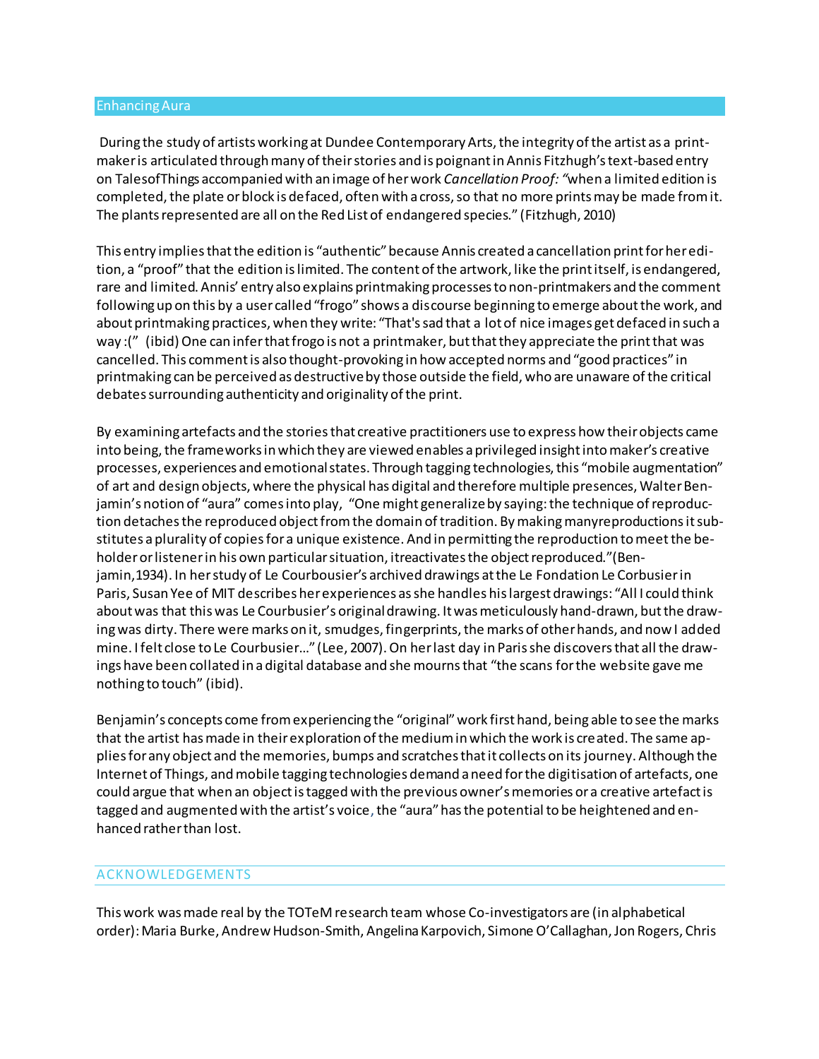## Enhancing Aura

During the study of artists working at Dundee Contemporary Arts, the integrity of the artist as a print-maker is articulated through many of their stories and is poignant in Annis Fitzhugh's text-based entry on TalesofThings accompanied with an image of her work *Cancellation Proof: "*when a limited edition is completed, the plate or block is defaced, often with a cross, so that no more prints may be made from it. The plants represented are all on the Red List of endangered species." (Fitzhugh, 2010)

This entry implies that the edition is "authentic" because Annis created a cancellation print for her edition, a "proof" that the edition is limited. The content of the artwork, like the print itself, is endangered, rare and limited. Annis' entry also explains printmaking processes to non-printmakers and the comment following up on this by a user called "frogo" shows a discourse beginning to emerge about the work, and about printmaking practices, when they write: "That's sad that a lot of nice images get defaced in such a way :(" (ibid) One can infer that frogo is not a printmaker, but that they appreciate the print that was cancelled. This comment is also thought-provoking in how accepted norms and "good practices" in printmaking can be perceived as destructive by those outside the field, who are unaware of the critical debates surrounding authenticity and originality of the print.

By examining artefacts and the stories that creative practitioners use to express how their objects came into being, the frameworks in which they are viewed enables a privileged insight into maker's creative processes, experiences and emotional states. Through tagging technologies, this "mobile augmentation" of art and design objects, where the physical has digital and therefore multiple presences, Walter Benjamin's notion of "aura" comes into play, "One might generalize by saying: the technique of reproduction detaches the reproduced object from the domain of tradition. By making many reproductions it substitutes a plurality of copies for a unique existence. And in permitting the reproduction to meet the beholder or listener in his own particular situation, it reactivates the object reproduced."(Benjamin,1934). In her study of Le Courbousier's archived drawings at the Le Fondation Le Corbusier in Paris, Susan Yee of MIT describes her experiences as she handles his largest drawings: "All I could think about was that this was Le Courbusier's original drawing. It was meticulously hand-drawn, but the drawing was dirty. There were marks on it, smudges, fingerprints, the marks of other hands, and now I added mine. I felt close to Le Courbusier…" (Lee, 2007). On her last day in Paris she discovers that all the drawings have been collated in a digital database and she mourns that "the scans for the website gave me nothing to touch" (ibid).

Benjamin's concepts come from experiencing the "original" work first hand, being able to see the marks that the artist has made in their exploration of the medium in which the work is created. The same applies for any object and the memories, bumps and scratches that it collects on its journey. Although the Internet of Things, and mobile tagging technologies demand a need for the digitisation of artefacts, one could argue that when an object is tagged with the previous owner's memories or a creative artefact is tagged and augmented with the artist's voice, the "aura" has the potential to be heightened and enhanced rather than lost.

## ACKNOWLEDGEMENTS

This work was made real by the TOTeM research team whose Co-investigators are (in alphabetical order): Maria Burke, Andrew Hudson-Smith, Angelina Karpovich, Simone O'Callaghan, Jon Rogers, Chris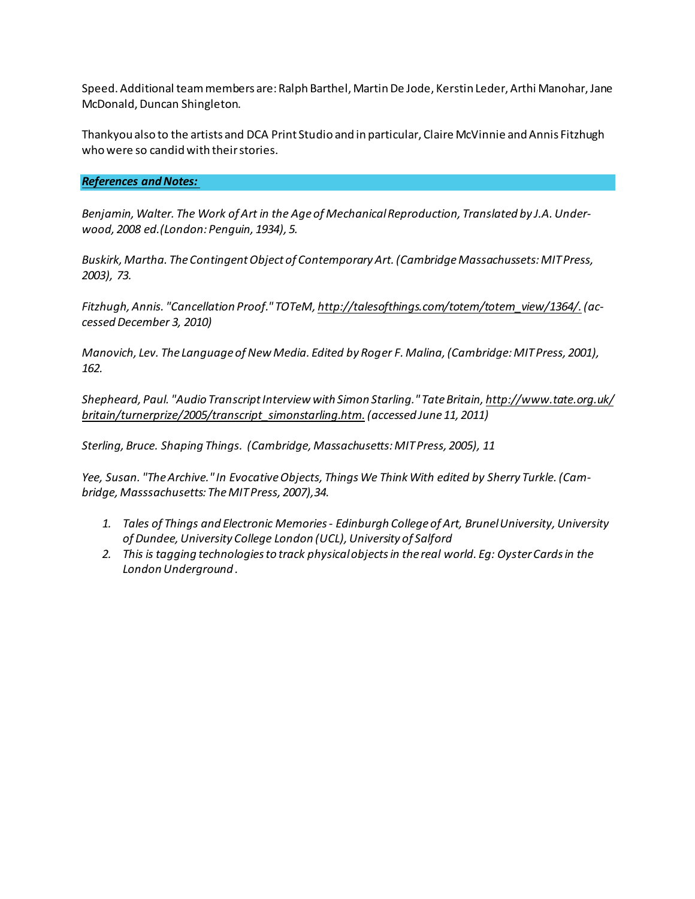Speed. Additional team members are: Ralph Barthel, Martin De Jode, Kerstin Leder, Arthi Manohar, Jane McDonald, Duncan Shingleton.

Thankyou also to the artists and DCA Print Studio and in particular, Claire McVinnie and Annis Fitzhugh who were so candid with their stories.

## ***References and Notes:***

*Benjamin, Walter. The Work of Art in the Age of Mechanical Reproduction, Translated by J.A. Underwood, 2008 ed.(London: Penguin, 1934), 5.*

*Buskirk, Martha. The Contingent Object of Contemporary Art. (Cambridge Massachussets: MIT Press, 2003), 73.*

*Fitzhugh, Annis. "Cancellation Proof." TOTeM, http://talesofthings.com/totem/totem_view/1364/. (accessed December 3, 2010)*

*Manovich, Lev. The Language of New Media. Edited by Roger F. Malina, (Cambridge: MIT Press, 2001), 162.*

*Shepheard, Paul. "Audio Transcript Interview with Simon Starling." Tate Britain, http://www.tate.org.uk/britain/turnerprize/2005/transcript_simonstarling.htm. (accessed June 11, 2011)*

*Sterling, Bruce. Shaping Things. (Cambridge, Massachusetts: MIT Press, 2005), 11*

*Yee, Susan. "The Archive." In Evocative Objects, Things We Think With edited by Sherry Turkle. (Cambridge, Masssachusetts: The MIT Press, 2007),34.*

1. *Tales of Things and Electronic Memories - Edinburgh College of Art, Brunel University, University of Dundee, University College London (UCL), University of Salford*
2. *This is tagging technologies to track physical objects in the real world. Eg: Oyster Cards in the London Underground .*